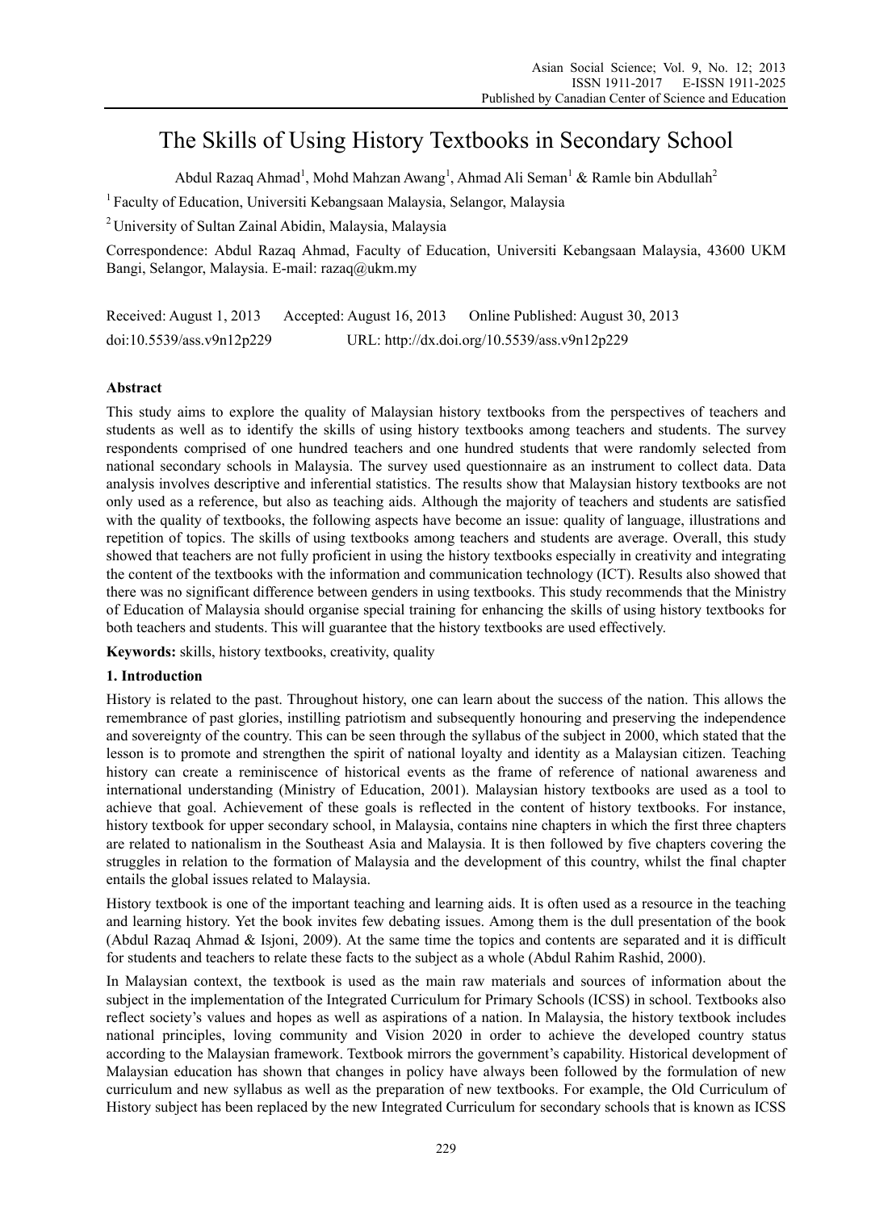# The Skills of Using History Textbooks in Secondary School

Abdul Razaq Ahmad[1], Mohd Mahzan Awang[1], Ahmad Ali Seman[1] & Ramle bin Abdullah[2]

[1] Faculty of Education, Universiti Kebangsaan Malaysia, Selangor, Malaysia

[2] University of Sultan Zainal Abidin, Malaysia, Malaysia

Correspondence: Abdul Razaq Ahmad, Faculty of Education, Universiti Kebangsaan Malaysia, 43600 UKM Bangi, Selangor, Malaysia. E-mail: razaq@ukm.my

Received: August 1, 2013 Accepted: August 16, 2013 Online Published: August 30, 2013

doi:10.5539/ass.v9n12p229 URL: http://dx.doi.org/10.5539/ass.v9n12p229

## Abstract

This study aims to explore the quality of Malaysian history textbooks from the perspectives of teachers and students as well as to identify the skills of using history textbooks among teachers and students. The survey respondents comprised of one hundred teachers and one hundred students that were randomly selected from national secondary schools in Malaysia. The survey used questionnaire as an instrument to collect data. Data analysis involves descriptive and inferential statistics. The results show that Malaysian history textbooks are not only used as a reference, but also as teaching aids. Although the majority of teachers and students are satisfied with the quality of textbooks, the following aspects have become an issue: quality of language, illustrations and repetition of topics. The skills of using textbooks among teachers and students are average. Overall, this study showed that teachers are not fully proficient in using the history textbooks especially in creativity and integrating the content of the textbooks with the information and communication technology (ICT). Results also showed that there was no significant difference between genders in using textbooks. This study recommends that the Ministry of Education of Malaysia should organise special training for enhancing the skills of using history textbooks for both teachers and students. This will guarantee that the history textbooks are used effectively.

**Keywords:** skills, history textbooks, creativity, quality

## 1. Introduction

History is related to the past. Throughout history, one can learn about the success of the nation. This allows the remembrance of past glories, instilling patriotism and subsequently honouring and preserving the independence and sovereignty of the country. This can be seen through the syllabus of the subject in 2000, which stated that the lesson is to promote and strengthen the spirit of national loyalty and identity as a Malaysian citizen. Teaching history can create a reminiscence of historical events as the frame of reference of national awareness and international understanding (Ministry of Education, 2001). Malaysian history textbooks are used as a tool to achieve that goal. Achievement of these goals is reflected in the content of history textbooks. For instance, history textbook for upper secondary school, in Malaysia, contains nine chapters in which the first three chapters are related to nationalism in the Southeast Asia and Malaysia. It is then followed by five chapters covering the struggles in relation to the formation of Malaysia and the development of this country, whilst the final chapter entails the global issues related to Malaysia.

History textbook is one of the important teaching and learning aids. It is often used as a resource in the teaching and learning history. Yet the book invites few debating issues. Among them is the dull presentation of the book (Abdul Razaq Ahmad & Isjoni, 2009). At the same time the topics and contents are separated and it is difficult for students and teachers to relate these facts to the subject as a whole (Abdul Rahim Rashid, 2000).

In Malaysian context, the textbook is used as the main raw materials and sources of information about the subject in the implementation of the Integrated Curriculum for Primary Schools (ICSS) in school. Textbooks also reflect society's values and hopes as well as aspirations of a nation. In Malaysia, the history textbook includes national principles, loving community and Vision 2020 in order to achieve the developed country status according to the Malaysian framework. Textbook mirrors the government's capability. Historical development of Malaysian education has shown that changes in policy have always been followed by the formulation of new curriculum and new syllabus as well as the preparation of new textbooks. For example, the Old Curriculum of History subject has been replaced by the new Integrated Curriculum for secondary schools that is known as ICSS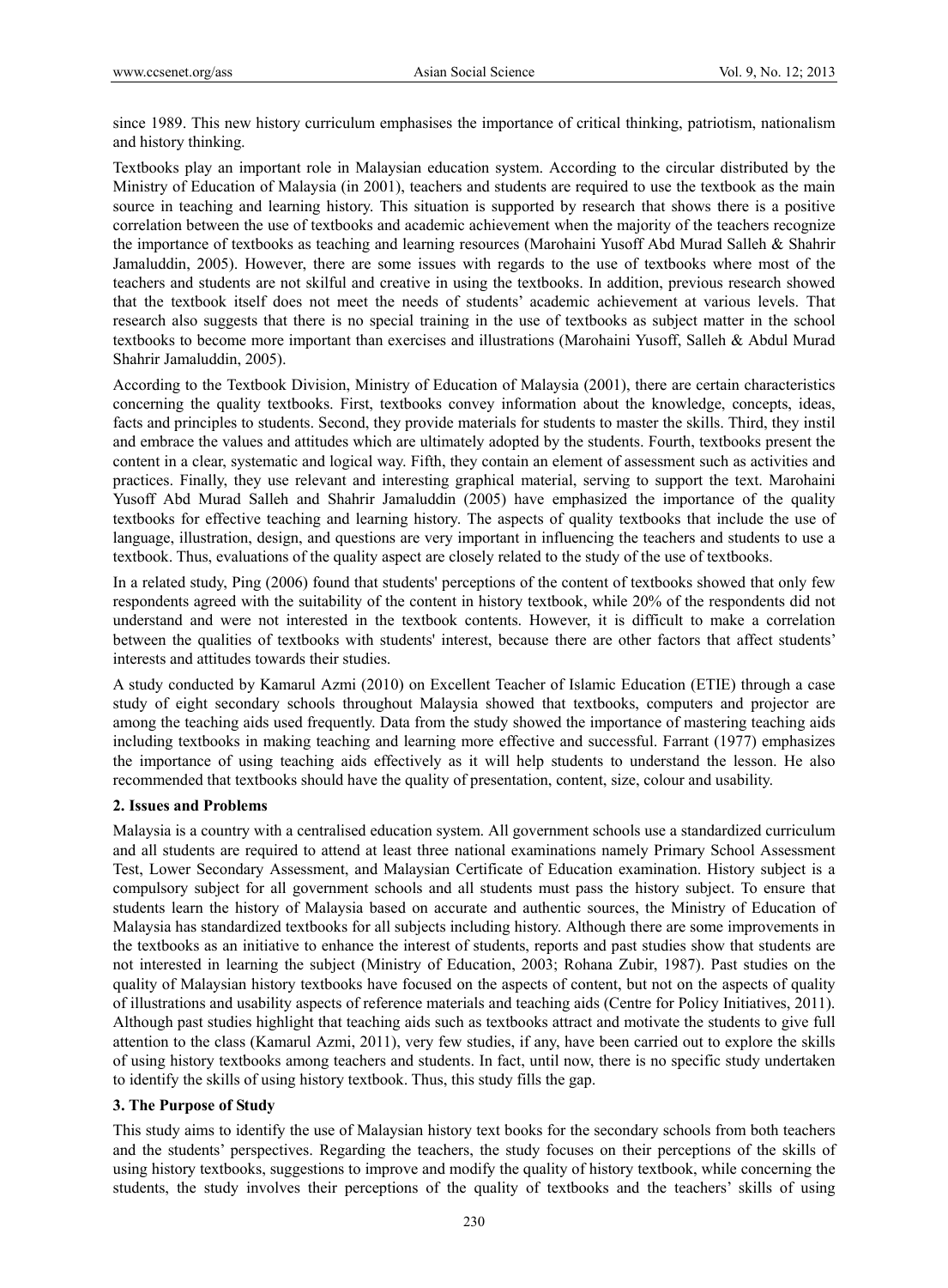since 1989. This new history curriculum emphasises the importance of critical thinking, patriotism, nationalism and history thinking.

Textbooks play an important role in Malaysian education system. According to the circular distributed by the Ministry of Education of Malaysia (in 2001), teachers and students are required to use the textbook as the main source in teaching and learning history. This situation is supported by research that shows there is a positive correlation between the use of textbooks and academic achievement when the majority of the teachers recognize the importance of textbooks as teaching and learning resources (Marohaini Yusoff Abd Murad Salleh & Shahrir Jamaluddin, 2005). However, there are some issues with regards to the use of textbooks where most of the teachers and students are not skilful and creative in using the textbooks. In addition, previous research showed that the textbook itself does not meet the needs of students' academic achievement at various levels. That research also suggests that there is no special training in the use of textbooks as subject matter in the school textbooks to become more important than exercises and illustrations (Marohaini Yusoff, Salleh & Abdul Murad Shahrir Jamaluddin, 2005).

According to the Textbook Division, Ministry of Education of Malaysia (2001), there are certain characteristics concerning the quality textbooks. First, textbooks convey information about the knowledge, concepts, ideas, facts and principles to students. Second, they provide materials for students to master the skills. Third, they instil and embrace the values and attitudes which are ultimately adopted by the students. Fourth, textbooks present the content in a clear, systematic and logical way. Fifth, they contain an element of assessment such as activities and practices. Finally, they use relevant and interesting graphical material, serving to support the text. Marohaini Yusoff Abd Murad Salleh and Shahrir Jamaluddin (2005) have emphasized the importance of the quality textbooks for effective teaching and learning history. The aspects of quality textbooks that include the use of language, illustration, design, and questions are very important in influencing the teachers and students to use a textbook. Thus, evaluations of the quality aspect are closely related to the study of the use of textbooks.

In a related study, Ping (2006) found that students' perceptions of the content of textbooks showed that only few respondents agreed with the suitability of the content in history textbook, while 20% of the respondents did not understand and were not interested in the textbook contents. However, it is difficult to make a correlation between the qualities of textbooks with students' interest, because there are other factors that affect students' interests and attitudes towards their studies.

A study conducted by Kamarul Azmi (2010) on Excellent Teacher of Islamic Education (ETIE) through a case study of eight secondary schools throughout Malaysia showed that textbooks, computers and projector are among the teaching aids used frequently. Data from the study showed the importance of mastering teaching aids including textbooks in making teaching and learning more effective and successful. Farrant (1977) emphasizes the importance of using teaching aids effectively as it will help students to understand the lesson. He also recommended that textbooks should have the quality of presentation, content, size, colour and usability.

## 2. Issues and Problems

Malaysia is a country with a centralised education system. All government schools use a standardized curriculum and all students are required to attend at least three national examinations namely Primary School Assessment Test, Lower Secondary Assessment, and Malaysian Certificate of Education examination. History subject is a compulsory subject for all government schools and all students must pass the history subject. To ensure that students learn the history of Malaysia based on accurate and authentic sources, the Ministry of Education of Malaysia has standardized textbooks for all subjects including history. Although there are some improvements in the textbooks as an initiative to enhance the interest of students, reports and past studies show that students are not interested in learning the subject (Ministry of Education, 2003; Rohana Zubir, 1987). Past studies on the quality of Malaysian history textbooks have focused on the aspects of content, but not on the aspects of quality of illustrations and usability aspects of reference materials and teaching aids (Centre for Policy Initiatives, 2011). Although past studies highlight that teaching aids such as textbooks attract and motivate the students to give full attention to the class (Kamarul Azmi, 2011), very few studies, if any, have been carried out to explore the skills of using history textbooks among teachers and students. In fact, until now, there is no specific study undertaken to identify the skills of using history textbook. Thus, this study fills the gap.

## 3. The Purpose of Study

This study aims to identify the use of Malaysian history text books for the secondary schools from both teachers and the students' perspectives. Regarding the teachers, the study focuses on their perceptions of the skills of using history textbooks, suggestions to improve and modify the quality of history textbook, while concerning the students, the study involves their perceptions of the quality of textbooks and the teachers' skills of using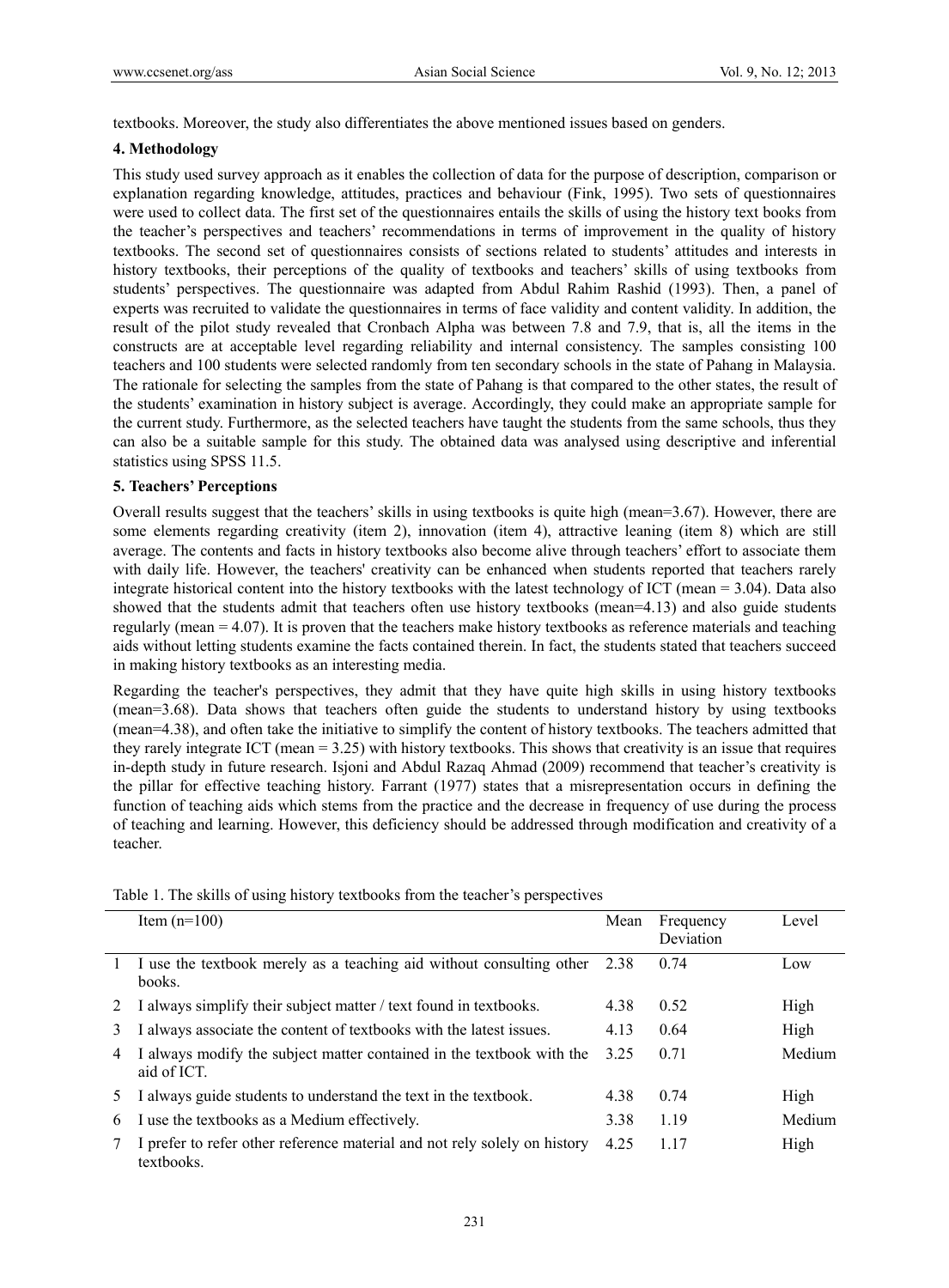textbooks. Moreover, the study also differentiates the above mentioned issues based on genders.

## 4. Methodology

This study used survey approach as it enables the collection of data for the purpose of description, comparison or explanation regarding knowledge, attitudes, practices and behaviour (Fink, 1995). Two sets of questionnaires were used to collect data. The first set of the questionnaires entails the skills of using the history text books from the teacher's perspectives and teachers' recommendations in terms of improvement in the quality of history textbooks. The second set of questionnaires consists of sections related to students' attitudes and interests in history textbooks, their perceptions of the quality of textbooks and teachers' skills of using textbooks from students' perspectives. The questionnaire was adapted from Abdul Rahim Rashid (1993). Then, a panel of experts was recruited to validate the questionnaires in terms of face validity and content validity. In addition, the result of the pilot study revealed that Cronbach Alpha was between 7.8 and 7.9, that is, all the items in the constructs are at acceptable level regarding reliability and internal consistency. The samples consisting 100 teachers and 100 students were selected randomly from ten secondary schools in the state of Pahang in Malaysia. The rationale for selecting the samples from the state of Pahang is that compared to the other states, the result of the students' examination in history subject is average. Accordingly, they could make an appropriate sample for the current study. Furthermore, as the selected teachers have taught the students from the same schools, thus they can also be a suitable sample for this study. The obtained data was analysed using descriptive and inferential statistics using SPSS 11.5.

## 5. Teachers' Perceptions

Overall results suggest that the teachers' skills in using textbooks is quite high (mean=3.67). However, there are some elements regarding creativity (item 2), innovation (item 4), attractive leaning (item 8) which are still average. The contents and facts in history textbooks also become alive through teachers' effort to associate them with daily life. However, the teachers' creativity can be enhanced when students reported that teachers rarely integrate historical content into the history textbooks with the latest technology of ICT (mean = 3.04). Data also showed that the students admit that teachers often use history textbooks (mean=4.13) and also guide students regularly (mean = 4.07). It is proven that the teachers make history textbooks as reference materials and teaching aids without letting students examine the facts contained therein. In fact, the students stated that teachers succeed in making history textbooks as an interesting media.

Regarding the teacher's perspectives, they admit that they have quite high skills in using history textbooks (mean=3.68). Data shows that teachers often guide the students to understand history by using textbooks (mean=4.38), and often take the initiative to simplify the content of history textbooks. The teachers admitted that they rarely integrate ICT (mean = 3.25) with history textbooks. This shows that creativity is an issue that requires in-depth study in future research. Isjoni and Abdul Razaq Ahmad (2009) recommend that teacher's creativity is the pillar for effective teaching history. Farrant (1977) states that a misrepresentation occurs in defining the function of teaching aids which stems from the practice and the decrease in frequency of use during the process of teaching and learning. However, this deficiency should be addressed through modification and creativity of a teacher.

Table 1. The skills of using history textbooks from the teacher's perspectives

| | Item (n=100) | Mean | Frequency Deviation | Level |
|---|---|---|---|---|
| 1 | I use the textbook merely as a teaching aid without consulting other books. | 2.38 | 0.74 | Low |
| 2 | I always simplify their subject matter / text found in textbooks. | 4.38 | 0.52 | High |
| 3 | I always associate the content of textbooks with the latest issues. | 4.13 | 0.64 | High |
| 4 | I always modify the subject matter contained in the textbook with the aid of ICT. | 3.25 | 0.71 | Medium |
| 5 | I always guide students to understand the text in the textbook. | 4.38 | 0.74 | High |
| 6 | I use the textbooks as a Medium effectively. | 3.38 | 1.19 | Medium |
| 7 | I prefer to refer other reference material and not rely solely on history textbooks. | 4.25 | 1.17 | High |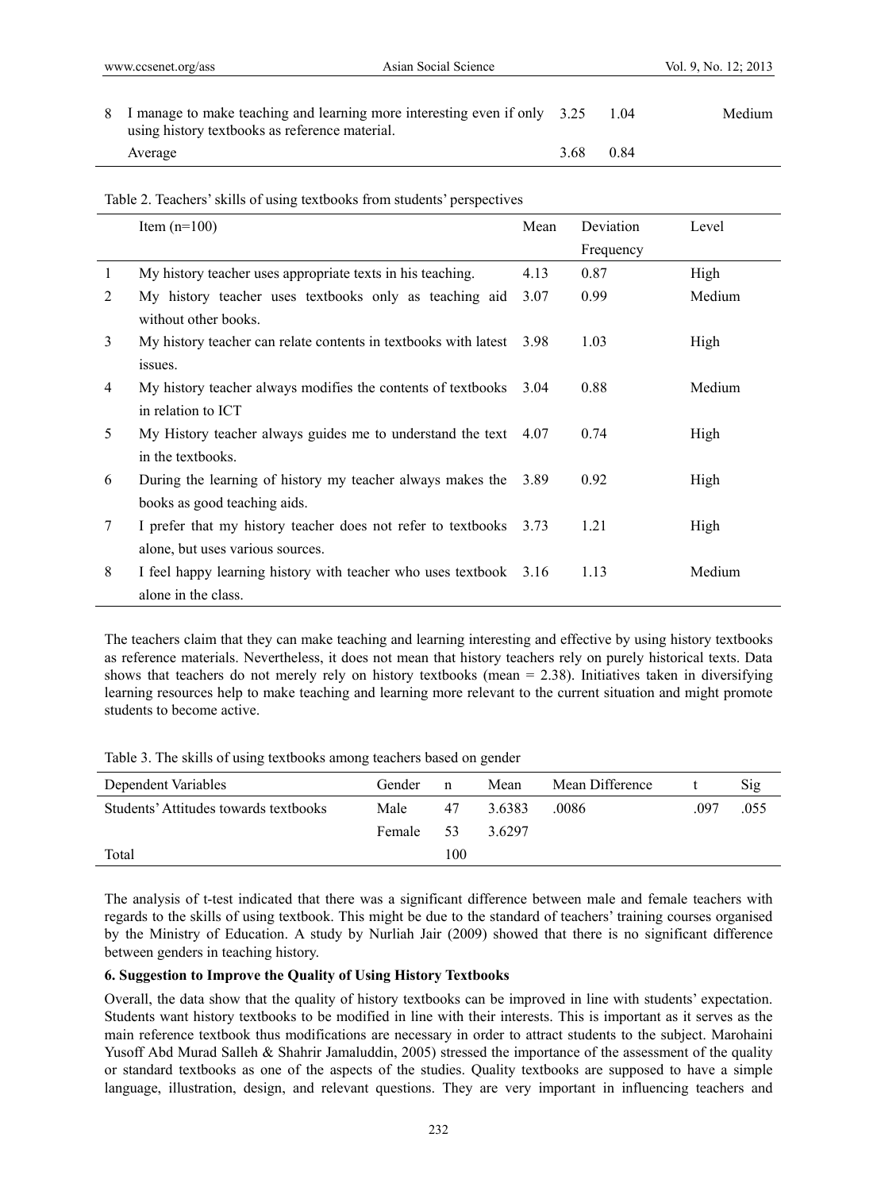| | | | | |
|---|---|---|---|---|
| 8 | I manage to make teaching and learning more interesting even if only using history textbooks as reference material. | 3.25 | 1.04 | Medium |
| | Average | 3.68 | 0.84 | |

Table 2. Teachers' skills of using textbooks from students' perspectives

| | Item (n=100) | Mean | Deviation Frequency | Level |
|---|---|---|---|---|
| 1 | My history teacher uses appropriate texts in his teaching. | 4.13 | 0.87 | High |
| 2 | My history teacher uses textbooks only as teaching aid without other books. | 3.07 | 0.99 | Medium |
| 3 | My history teacher can relate contents in textbooks with latest issues. | 3.98 | 1.03 | High |
| 4 | My history teacher always modifies the contents of textbooks in relation to ICT | 3.04 | 0.88 | Medium |
| 5 | My History teacher always guides me to understand the text in the textbooks. | 4.07 | 0.74 | High |
| 6 | During the learning of history my teacher always makes the books as good teaching aids. | 3.89 | 0.92 | High |
| 7 | I prefer that my history teacher does not refer to textbooks alone, but uses various sources. | 3.73 | 1.21 | High |
| 8 | I feel happy learning history with teacher who uses textbook alone in the class. | 3.16 | 1.13 | Medium |

The teachers claim that they can make teaching and learning interesting and effective by using history textbooks as reference materials. Nevertheless, it does not mean that history teachers rely on purely historical texts. Data shows that teachers do not merely rely on history textbooks (mean = 2.38). Initiatives taken in diversifying learning resources help to make teaching and learning more relevant to the current situation and might promote students to become active.

Table 3. The skills of using textbooks among teachers based on gender

| Dependent Variables | Gender | n | Mean | Mean Difference | t | Sig |
|---|---|---|---|---|---|---|
| Students' Attitudes towards textbooks | Male | 47 | 3.6383 | .0086 | .097 | .055 |
| | Female | 53 | 3.6297 | | | |
| Total | | 100 | | | | |

The analysis of t-test indicated that there was a significant difference between male and female teachers with regards to the skills of using textbook. This might be due to the standard of teachers' training courses organised by the Ministry of Education. A study by Nurliah Jair (2009) showed that there is no significant difference between genders in teaching history.

## 6. Suggestion to Improve the Quality of Using History Textbooks

Overall, the data show that the quality of history textbooks can be improved in line with students' expectation. Students want history textbooks to be modified in line with their interests. This is important as it serves as the main reference textbook thus modifications are necessary in order to attract students to the subject. Marohaini Yusoff Abd Murad Salleh & Shahrir Jamaluddin, 2005) stressed the importance of the assessment of the quality or standard textbooks as one of the aspects of the studies. Quality textbooks are supposed to have a simple language, illustration, design, and relevant questions. They are very important in influencing teachers and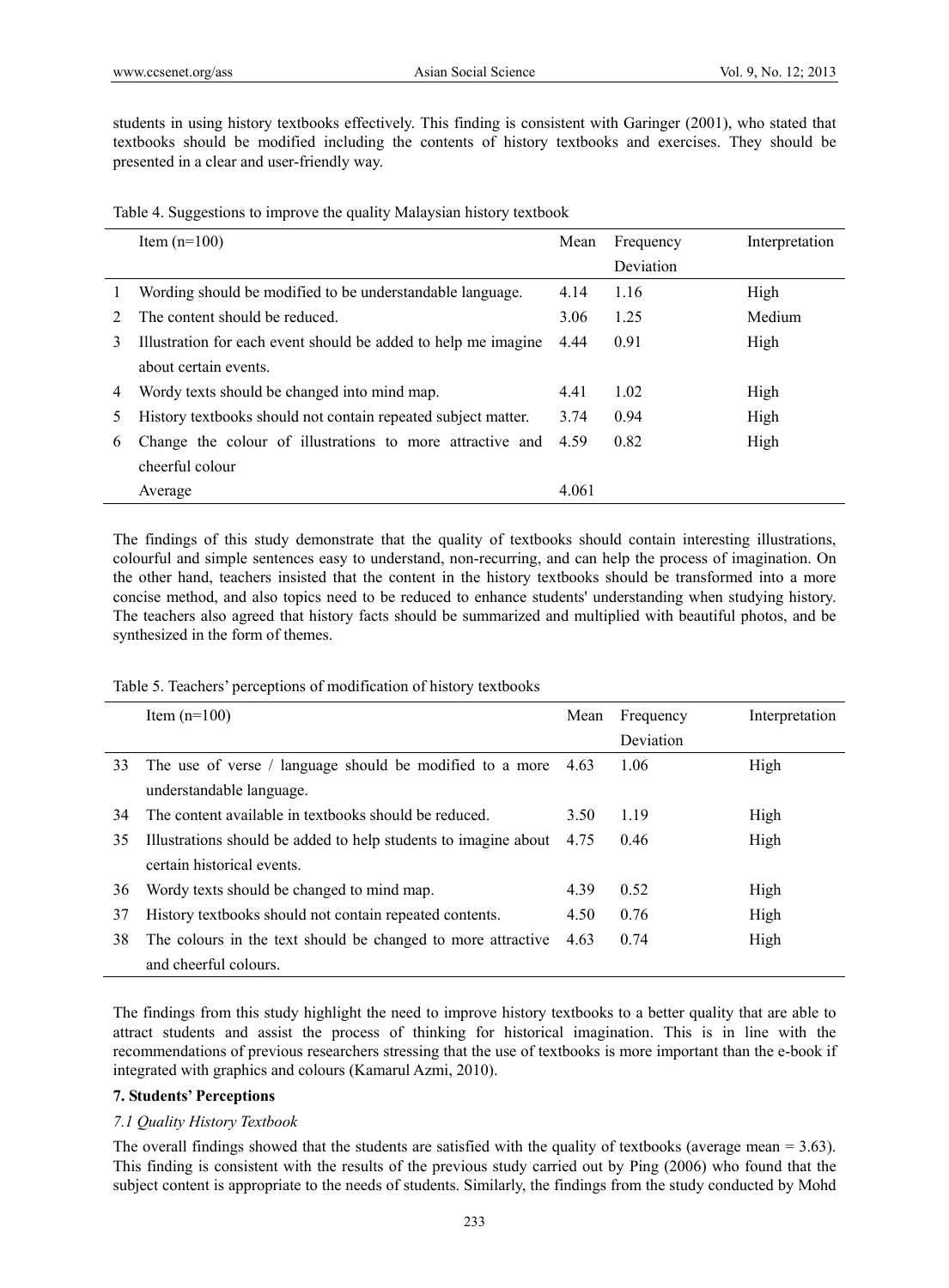students in using history textbooks effectively. This finding is consistent with Garinger (2001), who stated that textbooks should be modified including the contents of history textbooks and exercises. They should be presented in a clear and user-friendly way.

Table 4. Suggestions to improve the quality Malaysian history textbook

| | Item (n=100) | Mean | Frequency Deviation | Interpretation |
|---|---|---|---|---|
| 1 | Wording should be modified to be understandable language. | 4.14 | 1.16 | High |
| 2 | The content should be reduced. | 3.06 | 1.25 | Medium |
| 3 | Illustration for each event should be added to help me imagine about certain events. | 4.44 | 0.91 | High |
| 4 | Wordy texts should be changed into mind map. | 4.41 | 1.02 | High |
| 5 | History textbooks should not contain repeated subject matter. | 3.74 | 0.94 | High |
| 6 | Change the colour of illustrations to more attractive and cheerful colour | 4.59 | 0.82 | High |
| | Average | 4.061 | | |

The findings of this study demonstrate that the quality of textbooks should contain interesting illustrations, colourful and simple sentences easy to understand, non-recurring, and can help the process of imagination. On the other hand, teachers insisted that the content in the history textbooks should be transformed into a more concise method, and also topics need to be reduced to enhance students' understanding when studying history. The teachers also agreed that history facts should be summarized and multiplied with beautiful photos, and be synthesized in the form of themes.

Table 5. Teachers' perceptions of modification of history textbooks

| | Item (n=100) | Mean | Frequency Deviation | Interpretation |
|---|---|---|---|---|
| 33 | The use of verse / language should be modified to a more understandable language. | 4.63 | 1.06 | High |
| 34 | The content available in textbooks should be reduced. | 3.50 | 1.19 | High |
| 35 | Illustrations should be added to help students to imagine about certain historical events. | 4.75 | 0.46 | High |
| 36 | Wordy texts should be changed to mind map. | 4.39 | 0.52 | High |
| 37 | History textbooks should not contain repeated contents. | 4.50 | 0.76 | High |
| 38 | The colours in the text should be changed to more attractive and cheerful colours. | 4.63 | 0.74 | High |

The findings from this study highlight the need to improve history textbooks to a better quality that are able to attract students and assist the process of thinking for historical imagination. This is in line with the recommendations of previous researchers stressing that the use of textbooks is more important than the e-book if integrated with graphics and colours (Kamarul Azmi, 2010).

## 7. Students' Perceptions

### *7.1 Quality History Textbook*

The overall findings showed that the students are satisfied with the quality of textbooks (average mean = 3.63). This finding is consistent with the results of the previous study carried out by Ping (2006) who found that the subject content is appropriate to the needs of students. Similarly, the findings from the study conducted by Mohd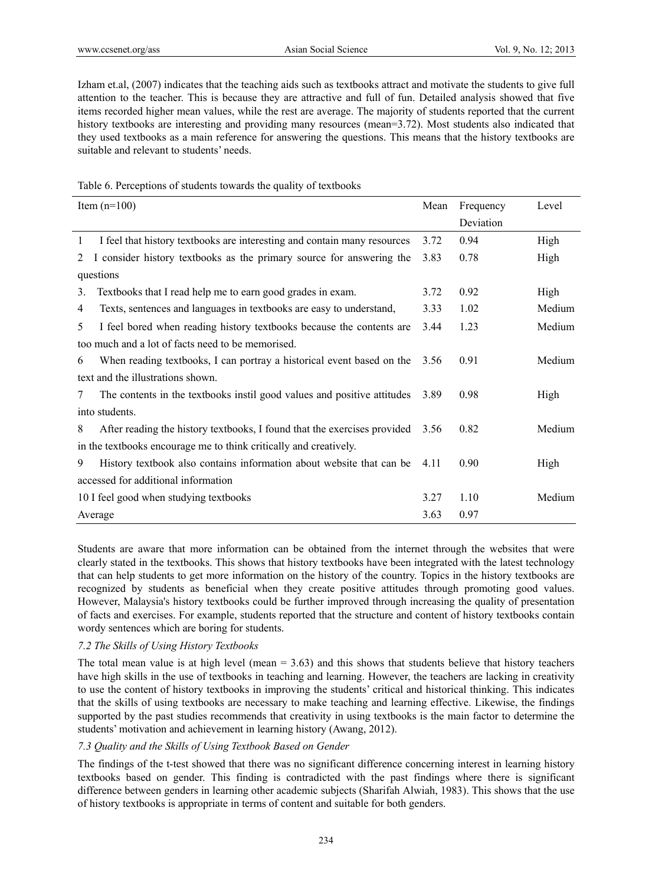Izham et.al, (2007) indicates that the teaching aids such as textbooks attract and motivate the students to give full attention to the teacher. This is because they are attractive and full of fun. Detailed analysis showed that five items recorded higher mean values, while the rest are average. The majority of students reported that the current history textbooks are interesting and providing many resources (mean=3.72). Most students also indicated that they used textbooks as a main reference for answering the questions. This means that the history textbooks are suitable and relevant to students' needs.

Table 6. Perceptions of students towards the quality of textbooks

| Item (n=100) | Mean | Frequency Deviation | Level |
|---|---|---|---|
| 1 I feel that history textbooks are interesting and contain many resources | 3.72 | 0.94 | High |
| 2 I consider history textbooks as the primary source for answering the questions | 3.83 | 0.78 | High |
| 3. Textbooks that I read help me to earn good grades in exam. | 3.72 | 0.92 | High |
| 4 Texts, sentences and languages in textbooks are easy to understand, | 3.33 | 1.02 | Medium |
| 5 I feel bored when reading history textbooks because the contents are too much and a lot of facts need to be memorised. | 3.44 | 1.23 | Medium |
| 6 When reading textbooks, I can portray a historical event based on the text and the illustrations shown. | 3.56 | 0.91 | Medium |
| 7 The contents in the textbooks instil good values and positive attitudes into students. | 3.89 | 0.98 | High |
| 8 After reading the history textbooks, I found that the exercises provided in the textbooks encourage me to think critically and creatively. | 3.56 | 0.82 | Medium |
| 9 History textbook also contains information about website that can be accessed for additional information | 4.11 | 0.90 | High |
| 10 I feel good when studying textbooks | 3.27 | 1.10 | Medium |
| Average | 3.63 | 0.97 | |

Students are aware that more information can be obtained from the internet through the websites that were clearly stated in the textbooks. This shows that history textbooks have been integrated with the latest technology that can help students to get more information on the history of the country. Topics in the history textbooks are recognized by students as beneficial when they create positive attitudes through promoting good values. However, Malaysia's history textbooks could be further improved through increasing the quality of presentation of facts and exercises. For example, students reported that the structure and content of history textbooks contain wordy sentences which are boring for students.

### *7.2 The Skills of Using History Textbooks*

The total mean value is at high level (mean = 3.63) and this shows that students believe that history teachers have high skills in the use of textbooks in teaching and learning. However, the teachers are lacking in creativity to use the content of history textbooks in improving the students' critical and historical thinking. This indicates that the skills of using textbooks are necessary to make teaching and learning effective. Likewise, the findings supported by the past studies recommends that creativity in using textbooks is the main factor to determine the students' motivation and achievement in learning history (Awang, 2012).

### *7.3 Quality and the Skills of Using Textbook Based on Gender*

The findings of the t-test showed that there was no significant difference concerning interest in learning history textbooks based on gender. This finding is contradicted with the past findings where there is significant difference between genders in learning other academic subjects (Sharifah Alwiah, 1983). This shows that the use of history textbooks is appropriate in terms of content and suitable for both genders.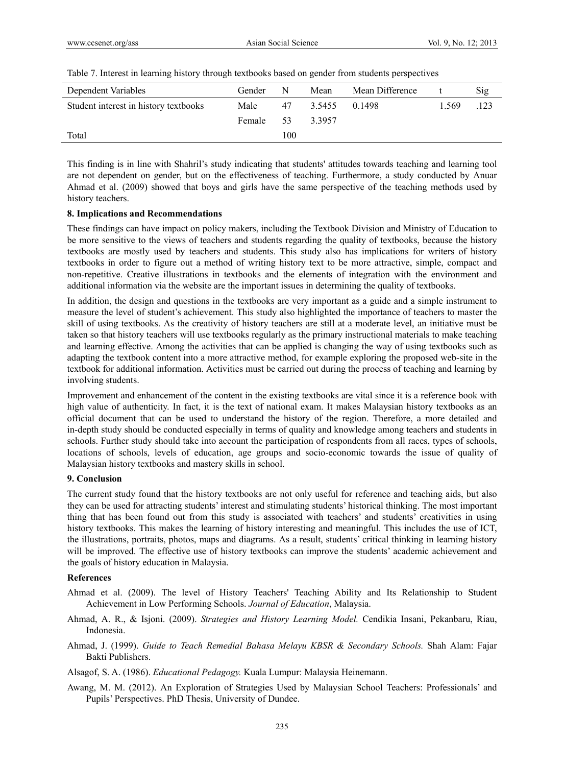Table 7. Interest in learning history through textbooks based on gender from students perspectives

| Dependent Variables | Gender | N | Mean | Mean Difference | t | Sig |
|---|---|---|---|---|---|---|
| Student interest in history textbooks | Male | 47 | 3.5455 | 0.1498 | 1.569 | .123 |
| | Female | 53 | 3.3957 | | | |
| Total | | 100 | | | | |

This finding is in line with Shahril's study indicating that students' attitudes towards teaching and learning tool are not dependent on gender, but on the effectiveness of teaching. Furthermore, a study conducted by Anuar Ahmad et al. (2009) showed that boys and girls have the same perspective of the teaching methods used by history teachers.

## 8. Implications and Recommendations

These findings can have impact on policy makers, including the Textbook Division and Ministry of Education to be more sensitive to the views of teachers and students regarding the quality of textbooks, because the history textbooks are mostly used by teachers and students. This study also has implications for writers of history textbooks in order to figure out a method of writing history text to be more attractive, simple, compact and non-repetitive. Creative illustrations in textbooks and the elements of integration with the environment and additional information via the website are the important issues in determining the quality of textbooks.

In addition, the design and questions in the textbooks are very important as a guide and a simple instrument to measure the level of student's achievement. This study also highlighted the importance of teachers to master the skill of using textbooks. As the creativity of history teachers are still at a moderate level, an initiative must be taken so that history teachers will use textbooks regularly as the primary instructional materials to make teaching and learning effective. Among the activities that can be applied is changing the way of using textbooks such as adapting the textbook content into a more attractive method, for example exploring the proposed web-site in the textbook for additional information. Activities must be carried out during the process of teaching and learning by involving students.

Improvement and enhancement of the content in the existing textbooks are vital since it is a reference book with high value of authenticity. In fact, it is the text of national exam. It makes Malaysian history textbooks as an official document that can be used to understand the history of the region. Therefore, a more detailed and in-depth study should be conducted especially in terms of quality and knowledge among teachers and students in schools. Further study should take into account the participation of respondents from all races, types of schools, locations of schools, levels of education, age groups and socio-economic towards the issue of quality of Malaysian history textbooks and mastery skills in school.

## 9. Conclusion

The current study found that the history textbooks are not only useful for reference and teaching aids, but also they can be used for attracting students' interest and stimulating students' historical thinking. The most important thing that has been found out from this study is associated with teachers' and students' creativities in using history textbooks. This makes the learning of history interesting and meaningful. This includes the use of ICT, the illustrations, portraits, photos, maps and diagrams. As a result, students' critical thinking in learning history will be improved. The effective use of history textbooks can improve the students' academic achievement and the goals of history education in Malaysia.

## References

Ahmad et al. (2009). The level of History Teachers' Teaching Ability and Its Relationship to Student Achievement in Low Performing Schools. *Journal of Education*, Malaysia.

Ahmad, A. R., & Isjoni. (2009). *Strategies and History Learning Model.* Cendikia Insani, Pekanbaru, Riau, Indonesia.

Ahmad, J. (1999). *Guide to Teach Remedial Bahasa Melayu KBSR & Secondary Schools.* Shah Alam: Fajar Bakti Publishers.

Alsagof, S. A. (1986). *Educational Pedagogy.* Kuala Lumpur: Malaysia Heinemann.

Awang, M. M. (2012). An Exploration of Strategies Used by Malaysian School Teachers: Professionals' and Pupils' Perspectives. PhD Thesis, University of Dundee.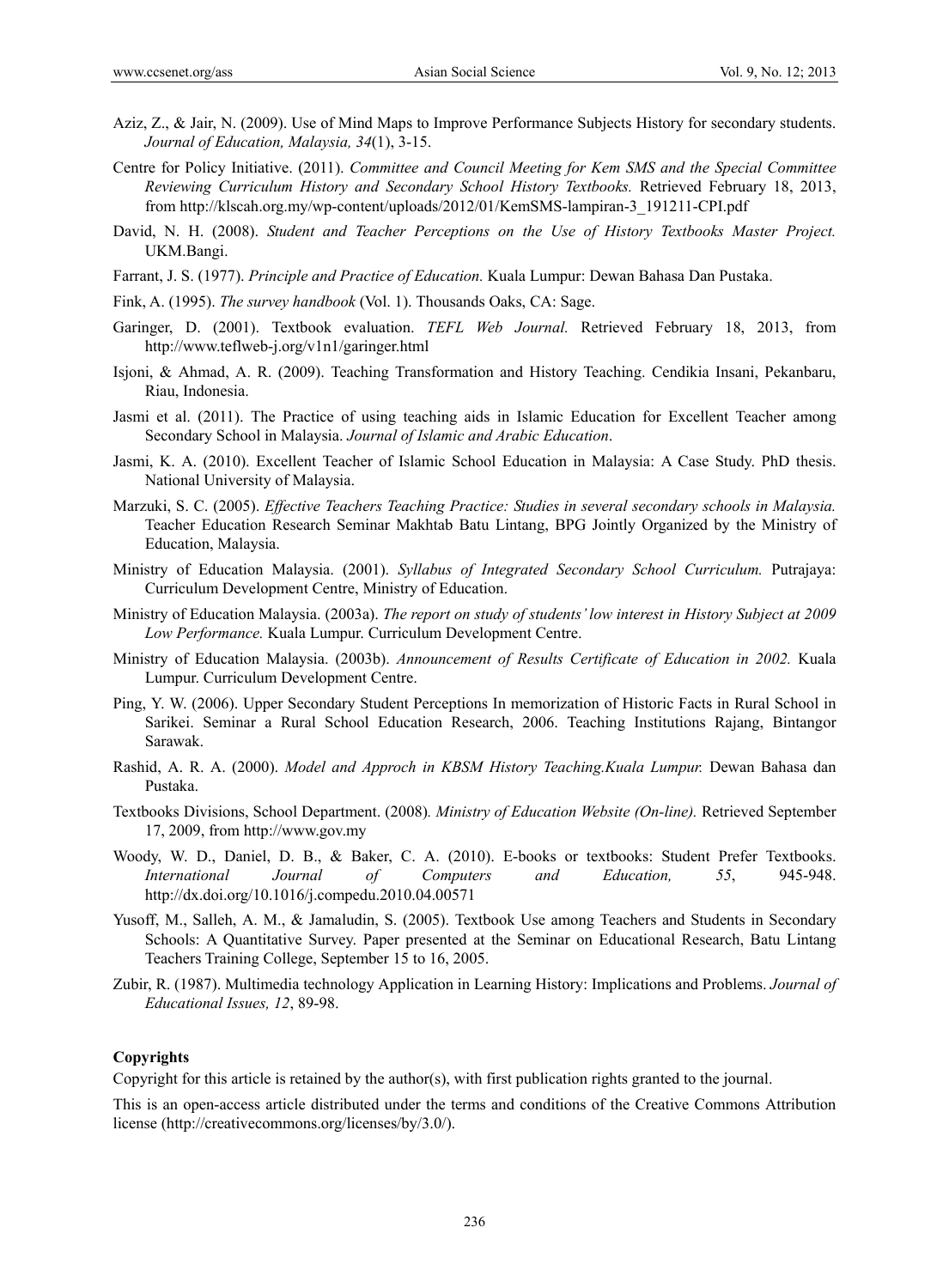Aziz, Z., & Jair, N. (2009). Use of Mind Maps to Improve Performance Subjects History for secondary students. *Journal of Education, Malaysia, 34*(1), 3-15.

Centre for Policy Initiative. (2011). *Committee and Council Meeting for Kem SMS and the Special Committee Reviewing Curriculum History and Secondary School History Textbooks.* Retrieved February 18, 2013, from http://klscah.org.my/wp-content/uploads/2012/01/KemSMS-lampiran-3_191211-CPI.pdf

David, N. H. (2008). *Student and Teacher Perceptions on the Use of History Textbooks Master Project.* UKM.Bangi.

Farrant, J. S. (1977). *Principle and Practice of Education.* Kuala Lumpur: Dewan Bahasa Dan Pustaka.

Fink, A. (1995). *The survey handbook* (Vol. 1). Thousands Oaks, CA: Sage.

Garinger, D. (2001). Textbook evaluation. *TEFL Web Journal.* Retrieved February 18, 2013, from http://www.teflweb-j.org/v1n1/garinger.html

Isjoni, & Ahmad, A. R. (2009). Teaching Transformation and History Teaching. Cendikia Insani, Pekanbaru, Riau, Indonesia.

Jasmi et al. (2011). The Practice of using teaching aids in Islamic Education for Excellent Teacher among Secondary School in Malaysia. *Journal of Islamic and Arabic Education*.

Jasmi, K. A. (2010). Excellent Teacher of Islamic School Education in Malaysia: A Case Study. PhD thesis. National University of Malaysia.

Marzuki, S. C. (2005). *Effective Teachers Teaching Practice: Studies in several secondary schools in Malaysia.* Teacher Education Research Seminar Makhtab Batu Lintang, BPG Jointly Organized by the Ministry of Education, Malaysia.

Ministry of Education Malaysia. (2001). *Syllabus of Integrated Secondary School Curriculum.* Putrajaya: Curriculum Development Centre, Ministry of Education.

Ministry of Education Malaysia. (2003a). *The report on study of students' low interest in History Subject at 2009 Low Performance.* Kuala Lumpur. Curriculum Development Centre.

Ministry of Education Malaysia. (2003b). *Announcement of Results Certificate of Education in 2002.* Kuala Lumpur. Curriculum Development Centre.

Ping, Y. W. (2006). Upper Secondary Student Perceptions In memorization of Historic Facts in Rural School in Sarikei. Seminar a Rural School Education Research, 2006. Teaching Institutions Rajang, Bintangor Sarawak.

Rashid, A. R. A. (2000). *Model and Approch in KBSM History Teaching.Kuala Lumpur.* Dewan Bahasa dan Pustaka.

Textbooks Divisions, School Department. (2008). *Ministry of Education Website (On-line).* Retrieved September 17, 2009, from http://www.gov.my

Woody, W. D., Daniel, D. B., & Baker, C. A. (2010). E-books or textbooks: Student Prefer Textbooks. *International Journal of Computers and Education, 55*, 945-948. http://dx.doi.org/10.1016/j.compedu.2010.04.00571

Yusoff, M., Salleh, A. M., & Jamaludin, S. (2005). Textbook Use among Teachers and Students in Secondary Schools: A Quantitative Survey. Paper presented at the Seminar on Educational Research, Batu Lintang Teachers Training College, September 15 to 16, 2005.

Zubir, R. (1987). Multimedia technology Application in Learning History: Implications and Problems. *Journal of Educational Issues, 12*, 89-98.

**Copyrights**

Copyright for this article is retained by the author(s), with first publication rights granted to the journal.

This is an open-access article distributed under the terms and conditions of the Creative Commons Attribution license (http://creativecommons.org/licenses/by/3.0/).